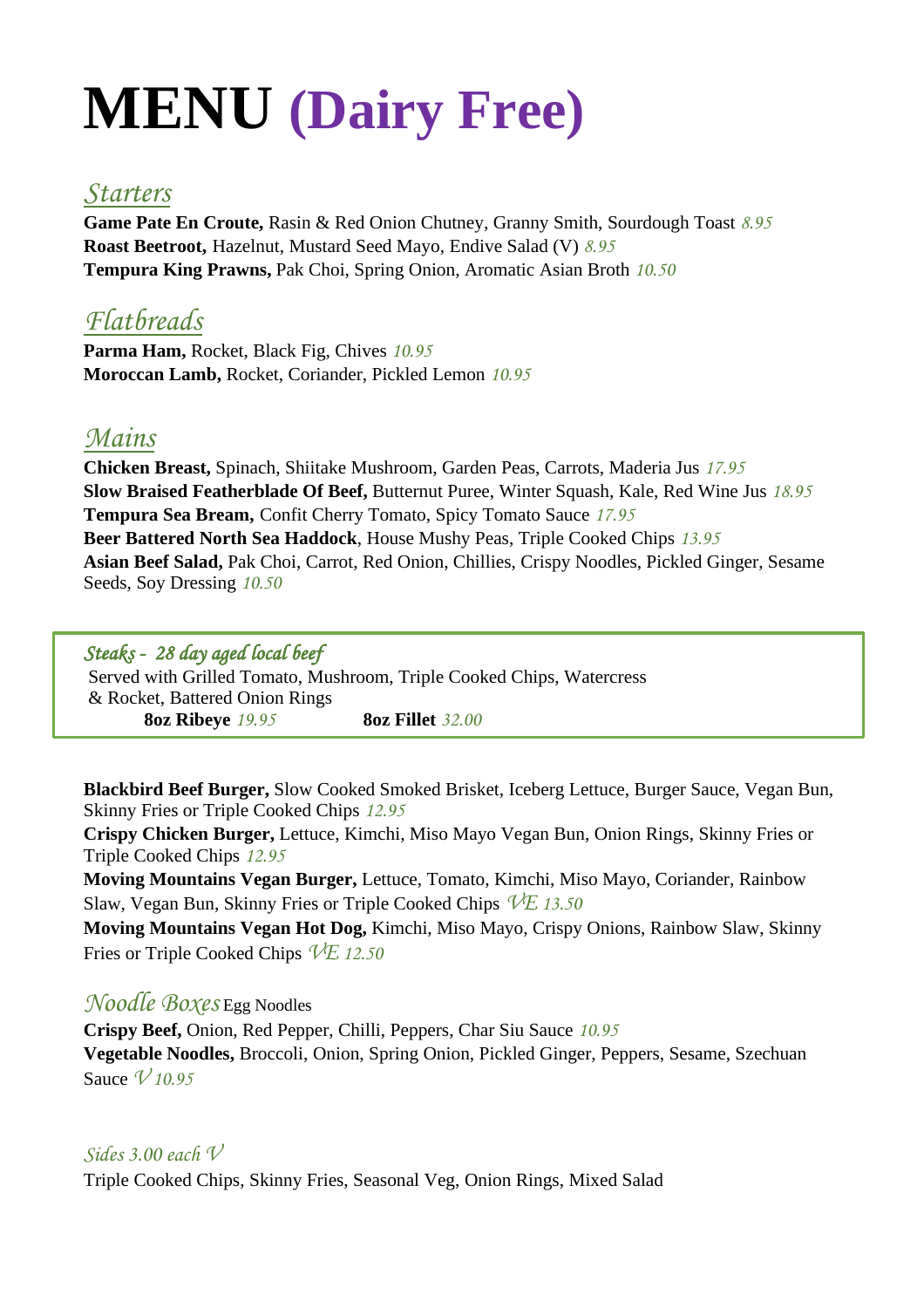# MENU (Dairy Free)

## *Starters*

**Game Pate En Croute,** Rasin & Red Onion Chutney, Granny Smith, Sourdough Toast *8.95*
**Roast Beetroot,** Hazelnut, Mustard Seed Mayo, Endive Salad (V) *8.95*
**Tempura King Prawns,** Pak Choi, Spring Onion, Aromatic Asian Broth *10.50*

## *Flatbreads*

**Parma Ham,** Rocket, Black Fig, Chives *10.95*
**Moroccan Lamb,** Rocket, Coriander, Pickled Lemon *10.95*

## *Mains*

**Chicken Breast,** Spinach, Shiitake Mushroom, Garden Peas, Carrots, Maderia Jus *17.95*
**Slow Braised Featherblade Of Beef,** Butternut Puree, Winter Squash, Kale, Red Wine Jus *18.95*
**Tempura Sea Bream,** Confit Cherry Tomato, Spicy Tomato Sauce *17.95*
**Beer Battered North Sea Haddock**, House Mushy Peas, Triple Cooked Chips *13.95*
**Asian Beef Salad,** Pak Choi, Carrot, Red Onion, Chillies, Crispy Noodles, Pickled Ginger, Sesame Seeds, Soy Dressing *10.50*

### *Steaks - 28 day aged local beef*

Served with Grilled Tomato, Mushroom, Triple Cooked Chips, Watercress & Rocket, Battered Onion Rings

**8oz Ribeye** *19.95* **8oz Fillet** *32.00*

**Blackbird Beef Burger,** Slow Cooked Smoked Brisket, Iceberg Lettuce, Burger Sauce, Vegan Bun, Skinny Fries or Triple Cooked Chips *12.95*
**Crispy Chicken Burger,** Lettuce, Kimchi, Miso Mayo Vegan Bun, Onion Rings, Skinny Fries or Triple Cooked Chips *12.95*
**Moving Mountains Vegan Burger,** Lettuce, Tomato, Kimchi, Miso Mayo, Coriander, Rainbow Slaw, Vegan Bun, Skinny Fries or Triple Cooked Chips *VE 13.50*
**Moving Mountains Vegan Hot Dog,** Kimchi, Miso Mayo, Crispy Onions, Rainbow Slaw, Skinny Fries or Triple Cooked Chips *VE 12.50*

## *Noodle Boxes* Egg Noodles

**Crispy Beef,** Onion, Red Pepper, Chilli, Peppers, Char Siu Sauce *10.95*
**Vegetable Noodles,** Broccoli, Onion, Spring Onion, Pickled Ginger, Peppers, Sesame, Szechuan Sauce *V 10.95*

### *Sides 3.00 each V*

Triple Cooked Chips, Skinny Fries, Seasonal Veg, Onion Rings, Mixed Salad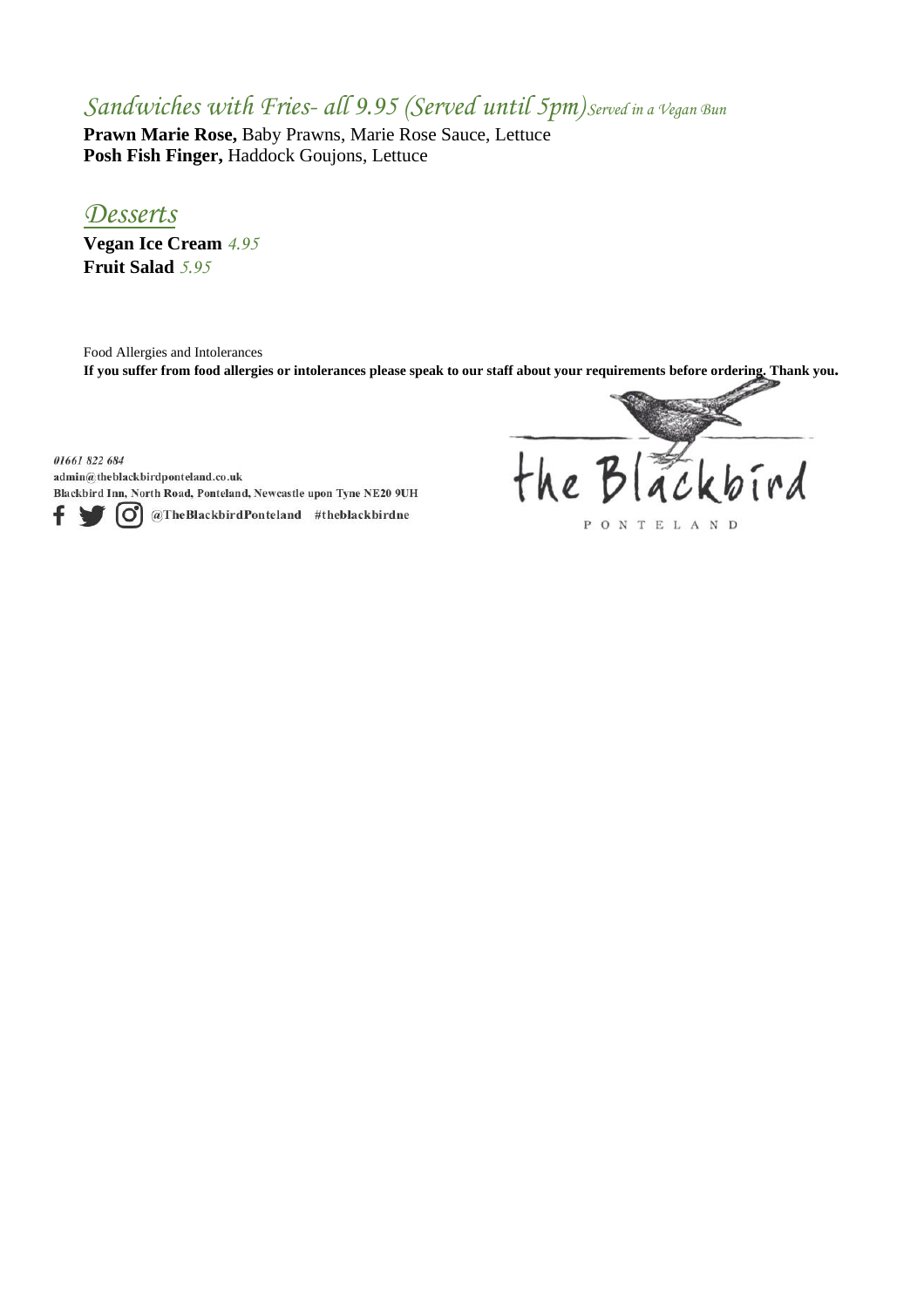## *Sandwiches with Fries- all 9.95 (Served until 5pm)* *Served in a Vegan Bun*

**Prawn Marie Rose,** Baby Prawns, Marie Rose Sauce, Lettuce
**Posh Fish Finger,** Haddock Goujons, Lettuce

## *Desserts*

**Vegan Ice Cream** *4.95*
**Fruit Salad** *5.95*

Food Allergies and Intolerances
**If you suffer from food allergies or intolerances please speak to our staff about your requirements before ordering. Thank you.**

*01661 822 684*
**admin@theblackbirdponteland.co.uk**
**Blackbird Inn, North Road, Ponteland, Newcastle upon Tyne NE20 9UH**
**@TheBlackbirdPonteland #theblackbirdne**

the Blackbird
PONTELAND